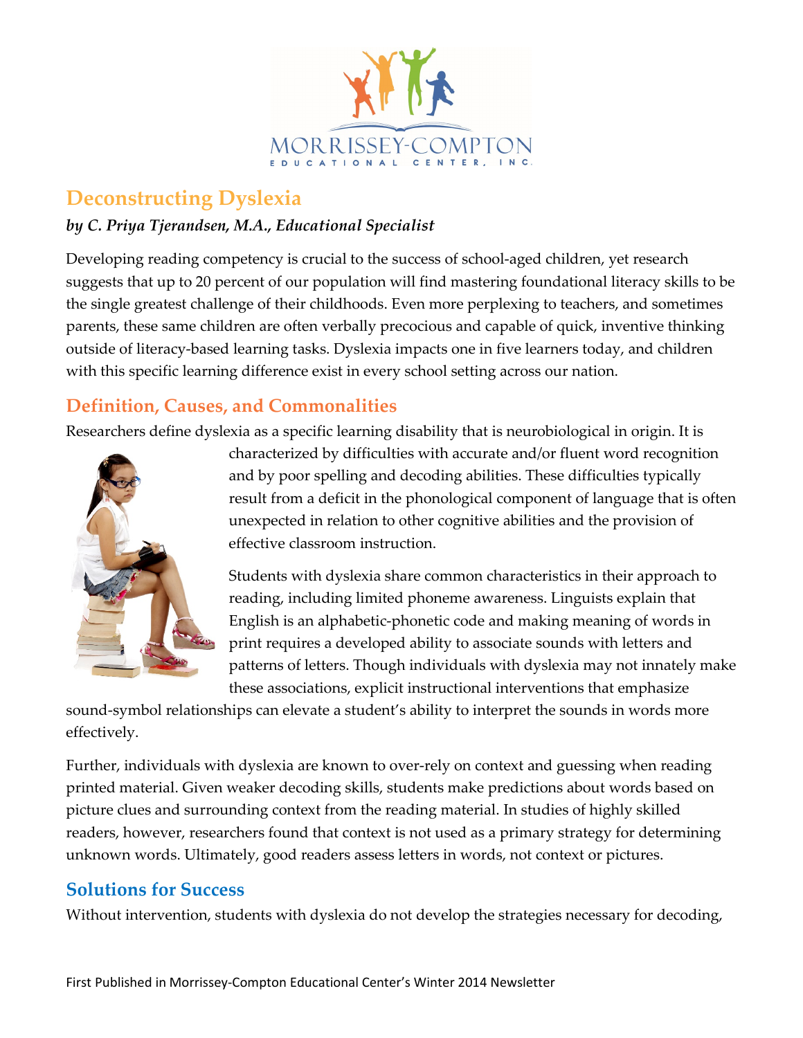MORRISSEY-COMPTON

EDUCATIONAL CENTER, INC.

# Deconstructing Dyslexia

***by C. Priya Tjerandsen, M.A., Educational Specialist***

Developing reading competency is crucial to the success of school-aged children, yet research suggests that up to 20 percent of our population will find mastering foundational literacy skills to be the single greatest challenge of their childhoods. Even more perplexing to teachers, and sometimes parents, these same children are often verbally precocious and capable of quick, inventive thinking outside of literacy-based learning tasks. Dyslexia impacts one in five learners today, and children with this specific learning difference exist in every school setting across our nation.

## Definition, Causes, and Commonalities

Researchers define dyslexia as a specific learning disability that is neurobiological in origin. It is characterized by difficulties with accurate and/or fluent word recognition and by poor spelling and decoding abilities. These difficulties typically result from a deficit in the phonological component of language that is often unexpected in relation to other cognitive abilities and the provision of effective classroom instruction.

Students with dyslexia share common characteristics in their approach to reading, including limited phoneme awareness. Linguists explain that English is an alphabetic-phonetic code and making meaning of words in print requires a developed ability to associate sounds with letters and patterns of letters. Though individuals with dyslexia may not innately make these associations, explicit instructional interventions that emphasize sound-symbol relationships can elevate a student's ability to interpret the sounds in words more effectively.

Further, individuals with dyslexia are known to over-rely on context and guessing when reading printed material. Given weaker decoding skills, students make predictions about words based on picture clues and surrounding context from the reading material. In studies of highly skilled readers, however, researchers found that context is not used as a primary strategy for determining unknown words. Ultimately, good readers assess letters in words, not context or pictures.

## Solutions for Success

Without intervention, students with dyslexia do not develop the strategies necessary for decoding,

First Published in Morrissey-Compton Educational Center's Winter 2014 Newsletter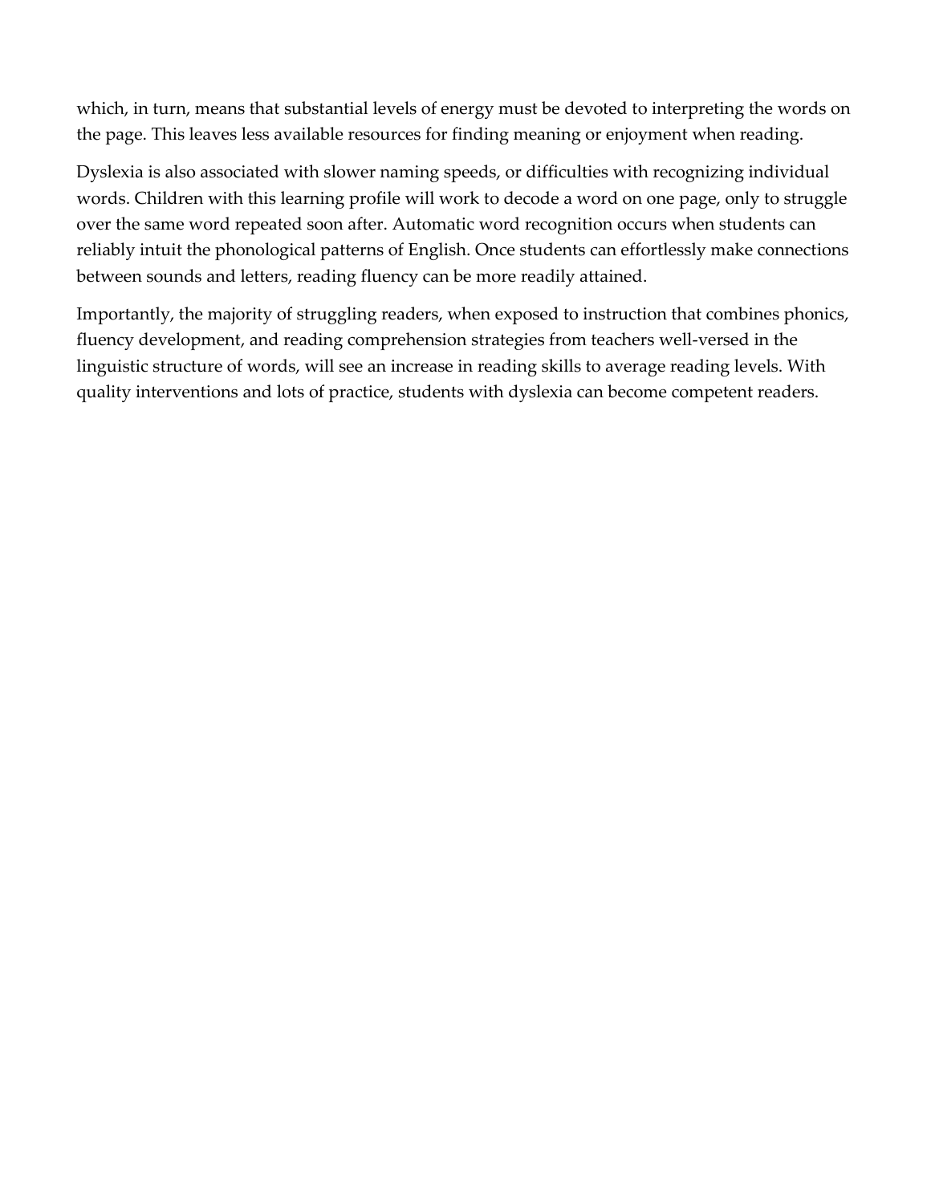which, in turn, means that substantial levels of energy must be devoted to interpreting the words on the page. This leaves less available resources for finding meaning or enjoyment when reading.

Dyslexia is also associated with slower naming speeds, or difficulties with recognizing individual words. Children with this learning profile will work to decode a word on one page, only to struggle over the same word repeated soon after. Automatic word recognition occurs when students can reliably intuit the phonological patterns of English. Once students can effortlessly make connections between sounds and letters, reading fluency can be more readily attained.

Importantly, the majority of struggling readers, when exposed to instruction that combines phonics, fluency development, and reading comprehension strategies from teachers well-versed in the linguistic structure of words, will see an increase in reading skills to average reading levels. With quality interventions and lots of practice, students with dyslexia can become competent readers.